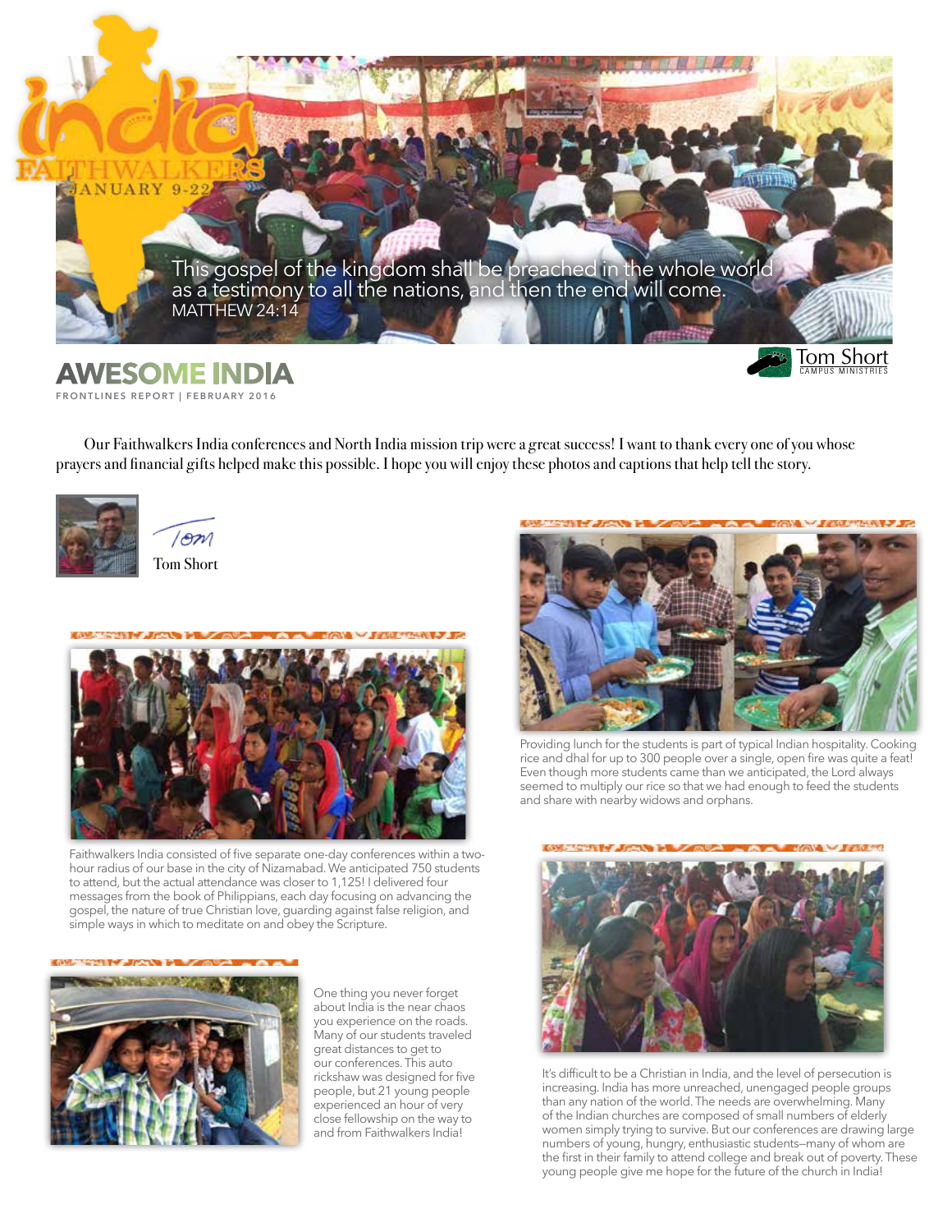india

FAITHWALKERS

JANUARY 9-22

This gospel of the kingdom shall be preached in the whole world as a testimony to all the nations, and then the end will come.
MATTHEW 24:14

Tom Short
CAMPUS MINISTRIES

# AWESOME INDIA

FRONTLINES REPORT | FEBRUARY 2016

Our Faithwalkers India conferences and North India mission trip were a great success! I want to thank every one of you whose prayers and financial gifts helped make this possible. I hope you will enjoy these photos and captions that help tell the story.

Tom

Tom Short

Faithwalkers India consisted of five separate one-day conferences within a two-hour radius of our base in the city of Nizamabad. We anticipated 750 students to attend, but the actual attendance was closer to 1,125! I delivered four messages from the book of Philippians, each day focusing on advancing the gospel, the nature of true Christian love, guarding against false religion, and simple ways in which to meditate on and obey the Scripture.

One thing you never forget about India is the near chaos you experience on the roads. Many of our students traveled great distances to get to our conferences. This auto rickshaw was designed for five people, but 21 young people experienced an hour of very close fellowship on the way to and from Faithwalkers India!

Providing lunch for the students is part of typical Indian hospitality. Cooking rice and dhal for up to 300 people over a single, open fire was quite a feat! Even though more students came than we anticipated, the Lord always seemed to multiply our rice so that we had enough to feed the students and share with nearby widows and orphans.

It's difficult to be a Christian in India, and the level of persecution is increasing. India has more unreached, unengaged people groups than any nation of the world. The needs are overwhelming. Many of the Indian churches are composed of small numbers of elderly women simply trying to survive. But our conferences are drawing large numbers of young, hungry, enthusiastic students—many of whom are the first in their family to attend college and break out of poverty. These young people give me hope for the future of the church in India!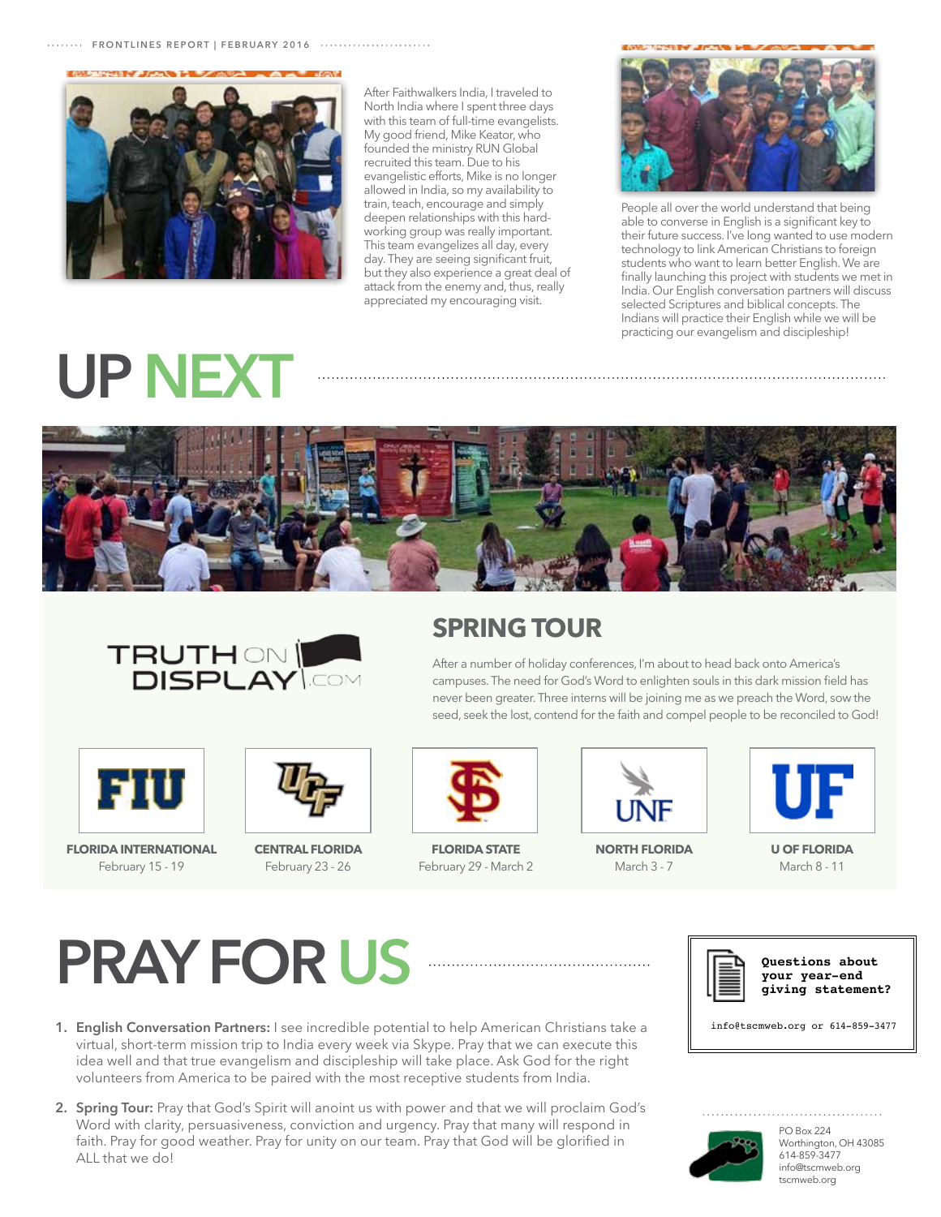After Faithwalkers India, I traveled to North India where I spent three days with this team of full-time evangelists. My good friend, Mike Keator, who founded the ministry RUN Global recruited this team. Due to his evangelistic efforts, Mike is no longer allowed in India, so my availability to train, teach, encourage and simply deepen relationships with this hard-working group was really important. This team evangelizes all day, every day. They are seeing significant fruit, but they also experience a great deal of attack from the enemy and, thus, really appreciated my encouraging visit.

People all over the world understand that being able to converse in English is a significant key to their future success. I've long wanted to use modern technology to link American Christians to foreign students who want to learn better English. We are finally launching this project with students we met in India. Our English conversation partners will discuss selected Scriptures and biblical concepts. The Indians will practice their English while we will be practicing our evangelism and discipleship!

# UP NEXT

TRUTH ON DISPLAY.COM

## SPRING TOUR

After a number of holiday conferences, I'm about to head back onto America's campuses. The need for God's Word to enlighten souls in this dark mission field has never been greater. Three interns will be joining me as we preach the Word, sow the seed, seek the lost, contend for the faith and compel people to be reconciled to God!

| | | | | |
|---|---|---|---|---|
| **FLORIDA INTERNATIONAL** | **CENTRAL FLORIDA** | **FLORIDA STATE** | **NORTH FLORIDA** | **U OF FLORIDA** |
| February 15 - 19 | February 23 - 26 | February 29 - March 2 | March 3 - 7 | March 8 - 11 |

# PRAY FOR US

1. **English Conversation Partners:** I see incredible potential to help American Christians take a virtual, short-term mission trip to India every week via Skype. Pray that we can execute this idea well and that true evangelism and discipleship will take place. Ask God for the right volunteers from America to be paired with the most receptive students from India.
2. **Spring Tour:** Pray that God's Spirit will anoint us with power and that we will proclaim God's Word with clarity, persuasiveness, conviction and urgency. Pray that many will respond in faith. Pray for good weather. Pray for unity on our team. Pray that God will be glorified in ALL that we do!

**Questions about your year-end giving statement?**

info@tscmweb.org or 614-859-3477

PO Box 224
Worthington, OH 43085
614-859-3477
info@tscmweb.org
tscmweb.org